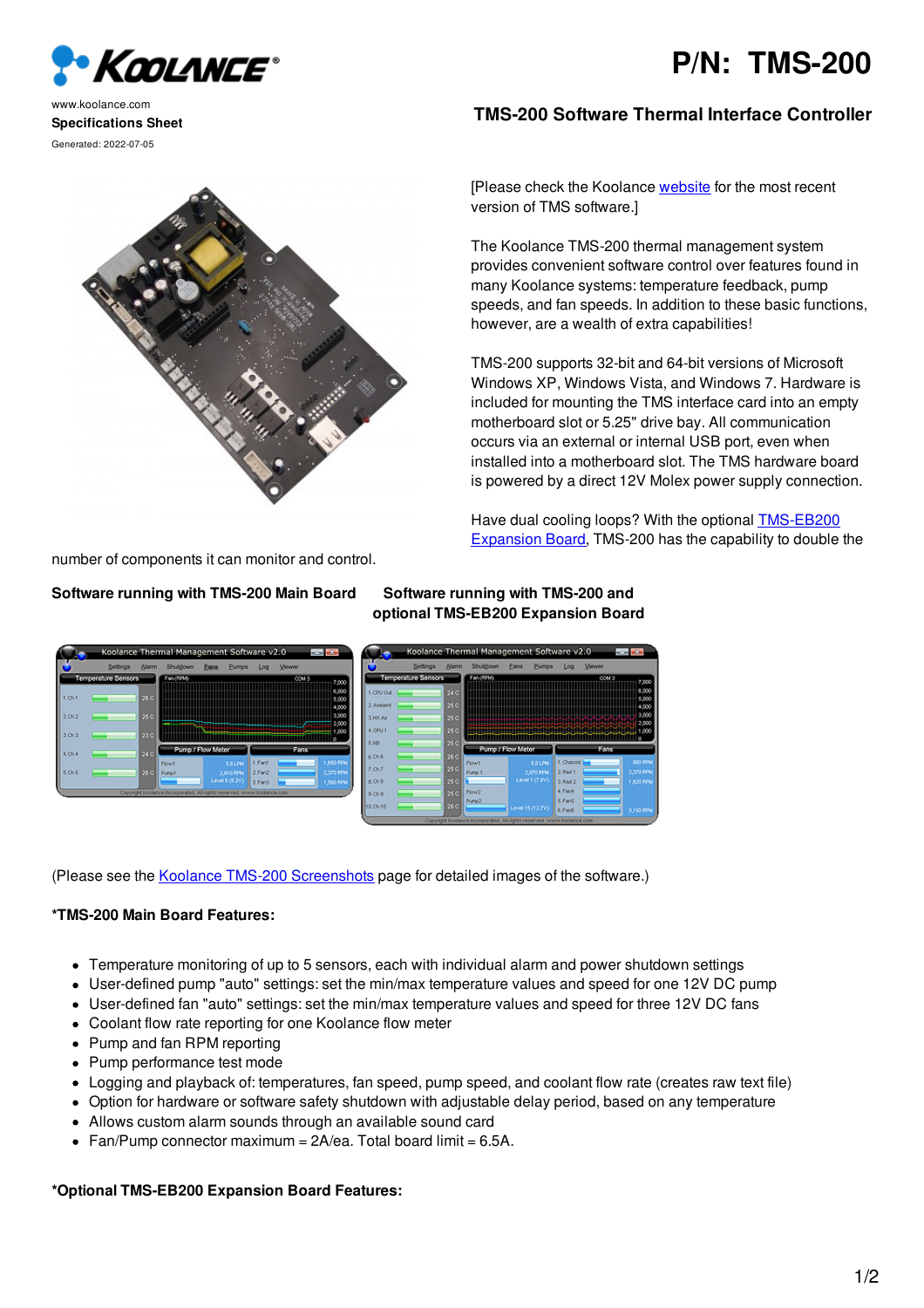# P/N: TMS-200

www.koolance.com

**Specifications Sheet**

Generated: 2022-07-05

## TMS-200 Software Thermal Interface Controller

[Please check the Koolance website for the most recent version of TMS software.]

The Koolance TMS-200 thermal management system provides convenient software control over features found in many Koolance systems: temperature feedback, pump speeds, and fan speeds. In addition to these basic functions, however, are a wealth of extra capabilities!

TMS-200 supports 32-bit and 64-bit versions of Microsoft Windows XP, Windows Vista, and Windows 7. Hardware is included for mounting the TMS interface card into an empty motherboard slot or 5.25" drive bay. All communication occurs via an external or internal USB port, even when installed into a motherboard slot. The TMS hardware board is powered by a direct 12V Molex power supply connection.

Have dual cooling loops? With the optional TMS-EB200 Expansion Board, TMS-200 has the capability to double the number of components it can monitor and control.

**Software running with TMS-200 Main Board** | **Software running with TMS-200 and optional TMS-EB200 Expansion Board**

(Please see the Koolance TMS-200 Screenshots page for detailed images of the software.)

**\*TMS-200 Main Board Features:**

- Temperature monitoring of up to 5 sensors, each with individual alarm and power shutdown settings
- User-defined pump "auto" settings: set the min/max temperature values and speed for one 12V DC pump
- User-defined fan "auto" settings: set the min/max temperature values and speed for three 12V DC fans
- Coolant flow rate reporting for one Koolance flow meter
- Pump and fan RPM reporting
- Pump performance test mode
- Logging and playback of: temperatures, fan speed, pump speed, and coolant flow rate (creates raw text file)
- Option for hardware or software safety shutdown with adjustable delay period, based on any temperature
- Allows custom alarm sounds through an available sound card
- Fan/Pump connector maximum = 2A/ea. Total board limit = 6.5A.

**\*Optional TMS-EB200 Expansion Board Features:**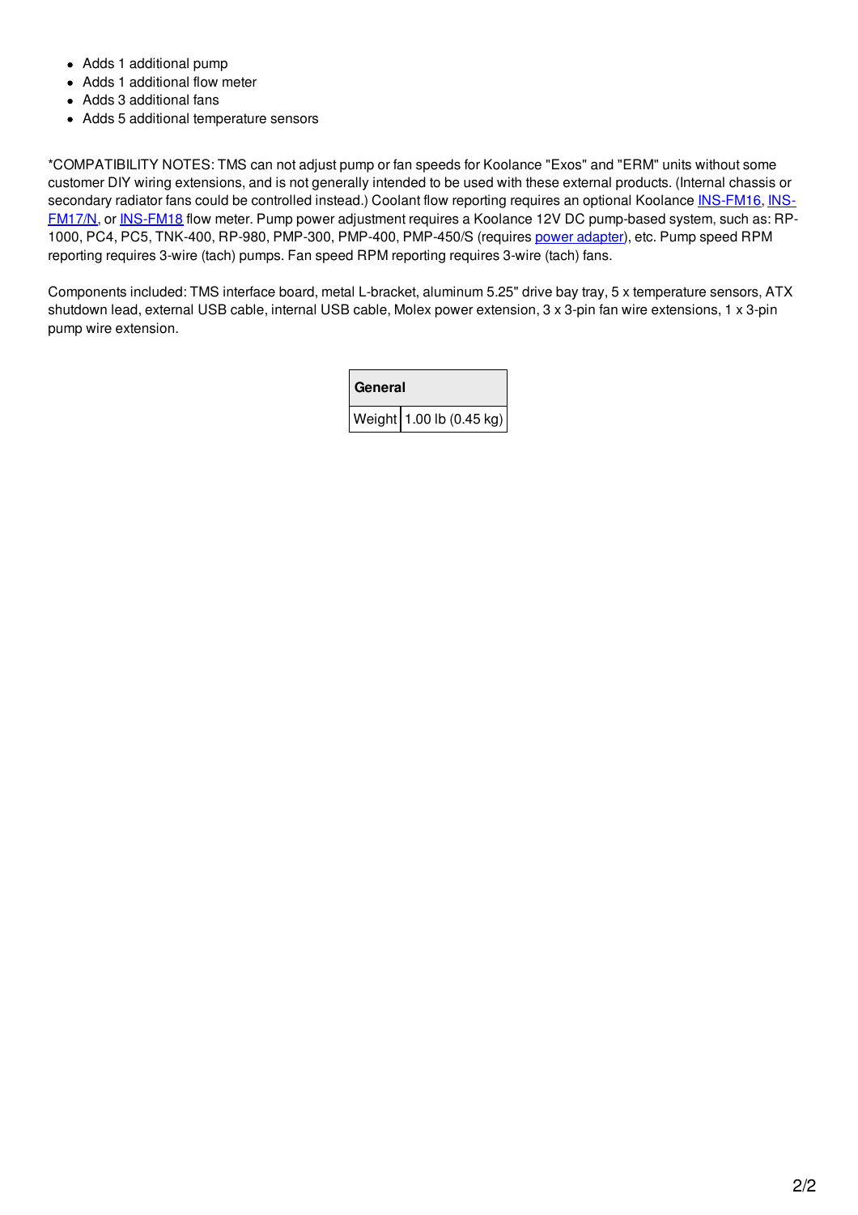- Adds 1 additional pump
- Adds 1 additional flow meter
- Adds 3 additional fans
- Adds 5 additional temperature sensors

*COMPATIBILITY NOTES: TMS can not adjust pump or fan speeds for Koolance "Exos" and "ERM" units without some customer DIY wiring extensions, and is not generally intended to be used with these external products. (Internal chassis or secondary radiator fans could be controlled instead.) Coolant flow reporting requires an optional Koolance INS-FM16, INS-FM17/N, or INS-FM18 flow meter. Pump power adjustment requires a Koolance 12V DC pump-based system, such as: RP-1000, PC4, PC5, TNK-400, RP-980, PMP-300, PMP-400, PMP-450/S (requires power adapter), etc. Pump speed RPM reporting requires 3-wire (tach) pumps. Fan speed RPM reporting requires 3-wire (tach) fans.

Components included: TMS interface board, metal L-bracket, aluminum 5.25" drive bay tray, 5 x temperature sensors, ATX shutdown lead, external USB cable, internal USB cable, Molex power extension, 3 x 3-pin fan wire extensions, 1 x 3-pin pump wire extension.

| **General** | |
|---|---|
| Weight | 1.00 lb (0.45 kg) |